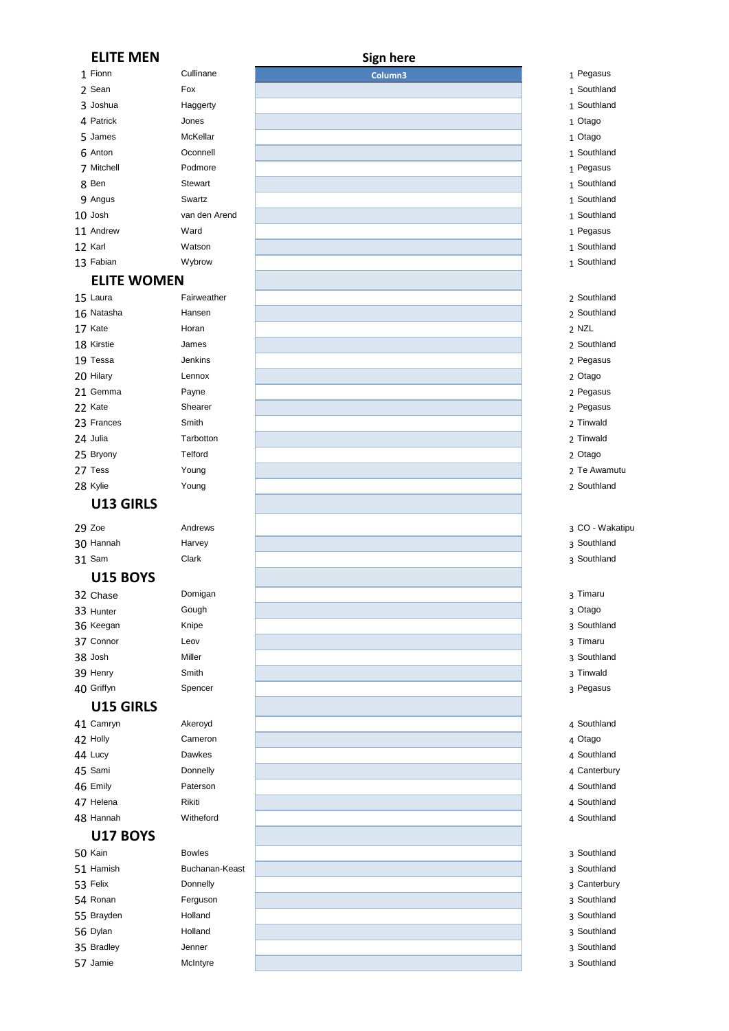| ELITE MEN | | | Sign here | | |
|---|---|---|---|---|---|
| | | | Column3 | | |
| 1 | Fionn | Cullinane | | 1 | Pegasus |
| 2 | Sean | Fox | | 1 | Southland |
| 3 | Joshua | Haggerty | | 1 | Southland |
| 4 | Patrick | Jones | | 1 | Otago |
| 5 | James | McKellar | | 1 | Otago |
| 6 | Anton | Oconnell | | 1 | Southland |
| 7 | Mitchell | Podmore | | 1 | Pegasus |
| 8 | Ben | Stewart | | 1 | Southland |
| 9 | Angus | Swartz | | 1 | Southland |
| 10 | Josh | van den Arend | | 1 | Southland |
| 11 | Andrew | Ward | | 1 | Pegasus |
| 12 | Karl | Watson | | 1 | Southland |
| 13 | Fabian | Wybrow | | 1 | Southland |
| **ELITE WOMEN** | | | | | |
| 15 | Laura | Fairweather | | 2 | Southland |
| 16 | Natasha | Hansen | | 2 | Southland |
| 17 | Kate | Horan | | 2 | NZL |
| 18 | Kirstie | James | | 2 | Southland |
| 19 | Tessa | Jenkins | | 2 | Pegasus |
| 20 | Hilary | Lennox | | 2 | Otago |
| 21 | Gemma | Payne | | 2 | Pegasus |
| 22 | Kate | Shearer | | 2 | Pegasus |
| 23 | Frances | Smith | | 2 | Tinwald |
| 24 | Julia | Tarbotton | | 2 | Tinwald |
| 25 | Bryony | Telford | | 2 | Otago |
| 27 | Tess | Young | | 2 | Te Awamutu |
| 28 | Kylie | Young | | 2 | Southland |
| **U13 GIRLS** | | | | | |
| 29 | Zoe | Andrews | | 3 | CO - Wakatipu |
| 30 | Hannah | Harvey | | 3 | Southland |
| 31 | Sam | Clark | | 3 | Southland |
| **U15 BOYS** | | | | | |
| 32 | Chase | Domigan | | 3 | Timaru |
| 33 | Hunter | Gough | | 3 | Otago |
| 36 | Keegan | Knipe | | 3 | Southland |
| 37 | Connor | Leov | | 3 | Timaru |
| 38 | Josh | Miller | | 3 | Southland |
| 39 | Henry | Smith | | 3 | Tinwald |
| 40 | Griffyn | Spencer | | 3 | Pegasus |
| **U15 GIRLS** | | | | | |
| 41 | Camryn | Akeroyd | | 4 | Southland |
| 42 | Holly | Cameron | | 4 | Otago |
| 44 | Lucy | Dawkes | | 4 | Southland |
| 45 | Sami | Donnelly | | 4 | Canterbury |
| 46 | Emily | Paterson | | 4 | Southland |
| 47 | Helena | Rikiti | | 4 | Southland |
| 48 | Hannah | Witheford | | 4 | Southland |
| **U17 BOYS** | | | | | |
| 50 | Kain | Bowles | | 3 | Southland |
| 51 | Hamish | Buchanan-Keast | | 3 | Southland |
| 53 | Felix | Donnelly | | 3 | Canterbury |
| 54 | Ronan | Ferguson | | 3 | Southland |
| 55 | Brayden | Holland | | 3 | Southland |
| 56 | Dylan | Holland | | 3 | Southland |
| 35 | Bradley | Jenner | | 3 | Southland |
| 57 | Jamie | McIntyre | | 3 | Southland |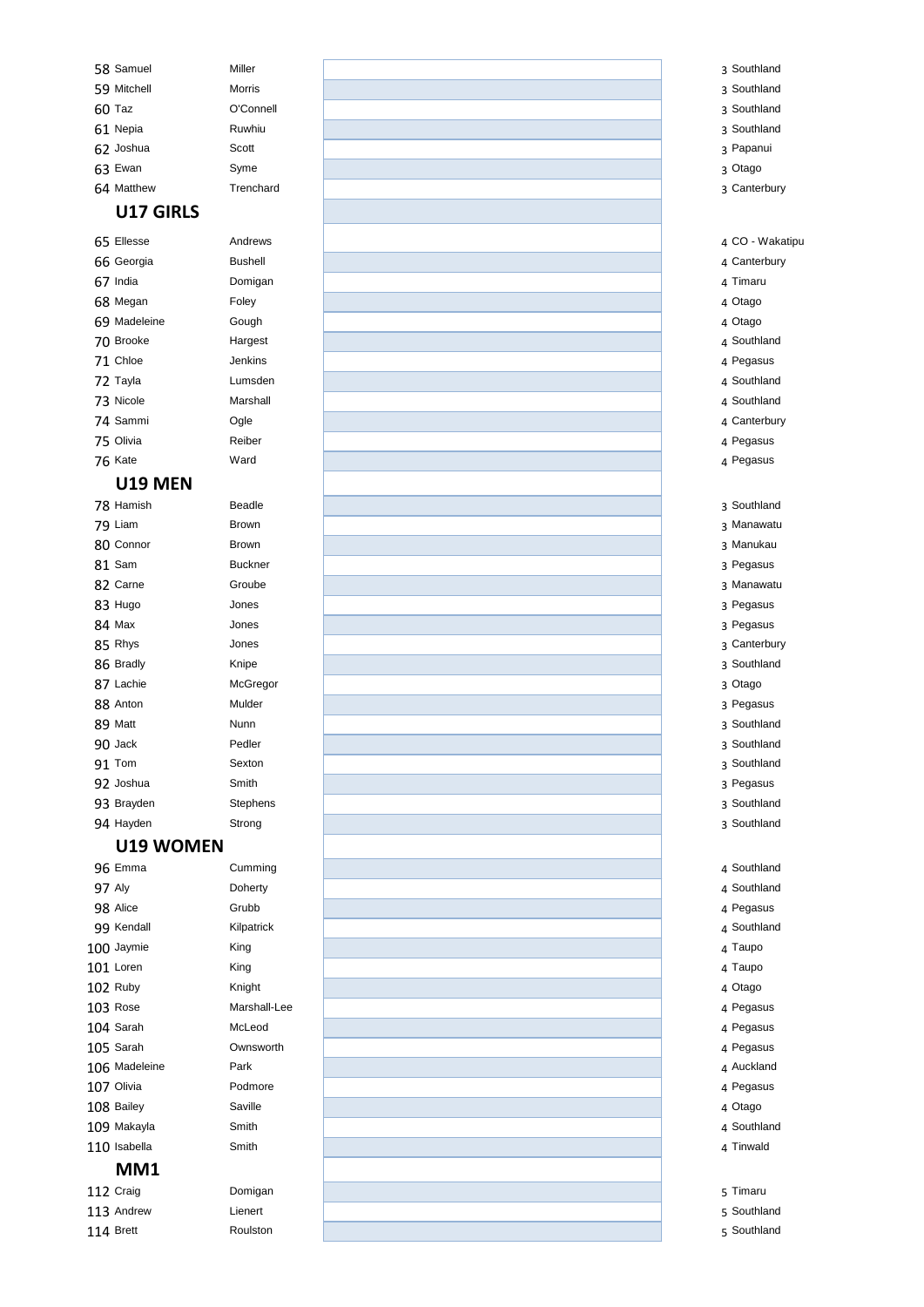| No. | First Name | Surname | | Grade | Club |
|---|---|---|---|---|---|
| 58 | Samuel | Miller | | 3 | Southland |
| 59 | Mitchell | Morris | | 3 | Southland |
| 60 | Taz | O'Connell | | 3 | Southland |
| 61 | Nepia | Ruwhiu | | 3 | Southland |
| 62 | Joshua | Scott | | 3 | Papanui |
| 63 | Ewan | Syme | | 3 | Otago |
| 64 | Matthew | Trenchard | | 3 | Canterbury |

## U17 GIRLS

| No. | First Name | Surname | | Grade | Club |
|---|---|---|---|---|---|
| 65 | Ellesse | Andrews | | 4 | CO - Wakatipu |
| 66 | Georgia | Bushell | | 4 | Canterbury |
| 67 | India | Domigan | | 4 | Timaru |
| 68 | Megan | Foley | | 4 | Otago |
| 69 | Madeleine | Gough | | 4 | Otago |
| 70 | Brooke | Hargest | | 4 | Southland |
| 71 | Chloe | Jenkins | | 4 | Pegasus |
| 72 | Tayla | Lumsden | | 4 | Southland |
| 73 | Nicole | Marshall | | 4 | Southland |
| 74 | Sammi | Ogle | | 4 | Canterbury |
| 75 | Olivia | Reiber | | 4 | Pegasus |
| 76 | Kate | Ward | | 4 | Pegasus |

## U19 MEN

| No. | First Name | Surname | | Grade | Club |
|---|---|---|---|---|---|
| 78 | Hamish | Beadle | | 3 | Southland |
| 79 | Liam | Brown | | 3 | Manawatu |
| 80 | Connor | Brown | | 3 | Manukau |
| 81 | Sam | Buckner | | 3 | Pegasus |
| 82 | Carne | Groube | | 3 | Manawatu |
| 83 | Hugo | Jones | | 3 | Pegasus |
| 84 | Max | Jones | | 3 | Pegasus |
| 85 | Rhys | Jones | | 3 | Canterbury |
| 86 | Bradly | Knipe | | 3 | Southland |
| 87 | Lachie | McGregor | | 3 | Otago |
| 88 | Anton | Mulder | | 3 | Pegasus |
| 89 | Matt | Nunn | | 3 | Southland |
| 90 | Jack | Pedler | | 3 | Southland |
| 91 | Tom | Sexton | | 3 | Southland |
| 92 | Joshua | Smith | | 3 | Pegasus |
| 93 | Brayden | Stephens | | 3 | Southland |
| 94 | Hayden | Strong | | 3 | Southland |

## U19 WOMEN

| No. | First Name | Surname | | Grade | Club |
|---|---|---|---|---|---|
| 96 | Emma | Cumming | | 4 | Southland |
| 97 | Aly | Doherty | | 4 | Southland |
| 98 | Alice | Grubb | | 4 | Pegasus |
| 99 | Kendall | Kilpatrick | | 4 | Southland |
| 100 | Jaymie | King | | 4 | Taupo |
| 101 | Loren | King | | 4 | Taupo |
| 102 | Ruby | Knight | | 4 | Otago |
| 103 | Rose | Marshall-Lee | | 4 | Pegasus |
| 104 | Sarah | McLeod | | 4 | Pegasus |
| 105 | Sarah | Ownsworth | | 4 | Pegasus |
| 106 | Madeleine | Park | | 4 | Auckland |
| 107 | Olivia | Podmore | | 4 | Pegasus |
| 108 | Bailey | Saville | | 4 | Otago |
| 109 | Makayla | Smith | | 4 | Southland |
| 110 | Isabella | Smith | | 4 | Tinwald |

## MM1

| No. | First Name | Surname | | Grade | Club |
|---|---|---|---|---|---|
| 112 | Craig | Domigan | | 5 | Timaru |
| 113 | Andrew | Lienert | | 5 | Southland |
| 114 | Brett | Roulston | | 5 | Southland |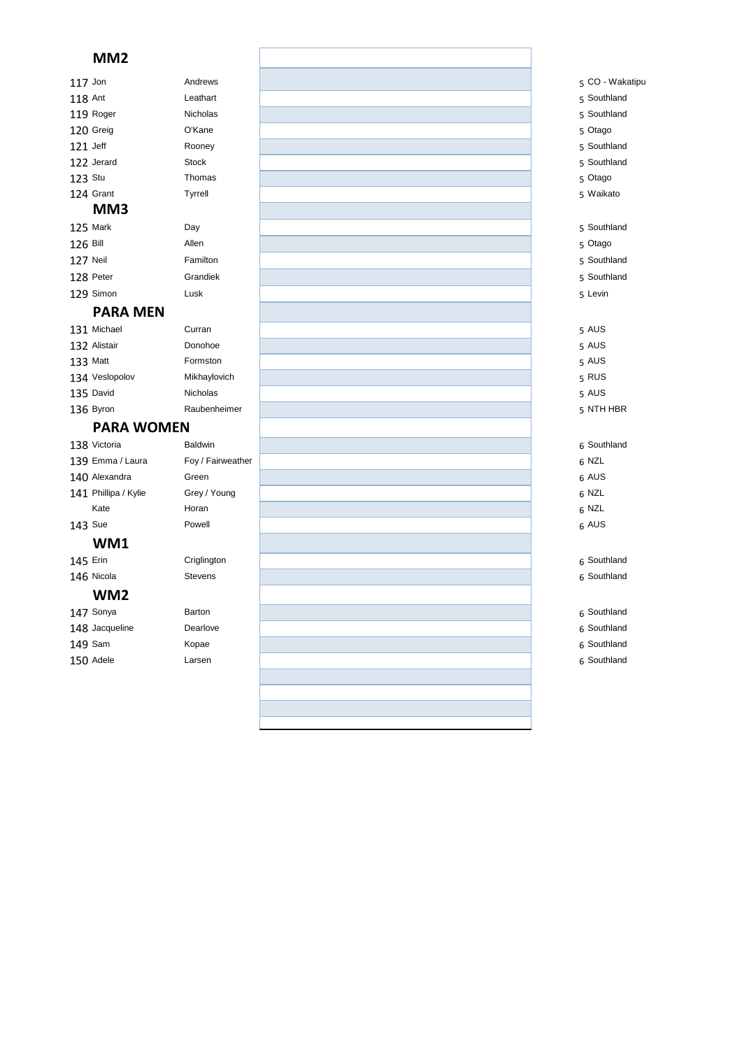## MM2

| | | | | | |
|---|---|---|---|---|---|
| 117 | Jon | Andrews | | 5 | CO - Wakatipu |
| 118 | Ant | Leathart | | 5 | Southland |
| 119 | Roger | Nicholas | | 5 | Southland |
| 120 | Greig | O'Kane | | 5 | Otago |
| 121 | Jeff | Rooney | | 5 | Southland |
| 122 | Jerard | Stock | | 5 | Southland |
| 123 | Stu | Thomas | | 5 | Otago |
| 124 | Grant | Tyrrell | | 5 | Waikato |

## MM3

| | | | | | |
|---|---|---|---|---|---|
| 125 | Mark | Day | | 5 | Southland |
| 126 | Bill | Allen | | 5 | Otago |
| 127 | Neil | Familton | | 5 | Southland |
| 128 | Peter | Grandiek | | 5 | Southland |
| 129 | Simon | Lusk | | 5 | Levin |

## PARA MEN

| | | | | | |
|---|---|---|---|---|---|
| 131 | Michael | Curran | | 5 | AUS |
| 132 | Alistair | Donohoe | | 5 | AUS |
| 133 | Matt | Formston | | 5 | AUS |
| 134 | Veslopolov | Mikhaylovich | | 5 | RUS |
| 135 | David | Nicholas | | 5 | AUS |
| 136 | Byron | Raubenheimer | | 5 | NTH HBR |

## PARA WOMEN

| | | | | | |
|---|---|---|---|---|---|
| 138 | Victoria | Baldwin | | 6 | Southland |
| 139 | Emma / Laura | Foy / Fairweather | | 6 | NZL |
| 140 | Alexandra | Green | | 6 | AUS |
| 141 | Phillipa / Kylie | Grey / Young | | 6 | NZL |
| | Kate | Horan | | 6 | NZL |
| 143 | Sue | Powell | | 6 | AUS |

## WM1

| | | | | | |
|---|---|---|---|---|---|
| 145 | Erin | Criglington | | 6 | Southland |
| 146 | Nicola | Stevens | | 6 | Southland |

## WM2

| | | | | | |
|---|---|---|---|---|---|
| 147 | Sonya | Barton | | 6 | Southland |
| 148 | Jacqueline | Dearlove | | 6 | Southland |
| 149 | Sam | Kopae | | 6 | Southland |
| 150 | Adele | Larsen | | 6 | Southland |